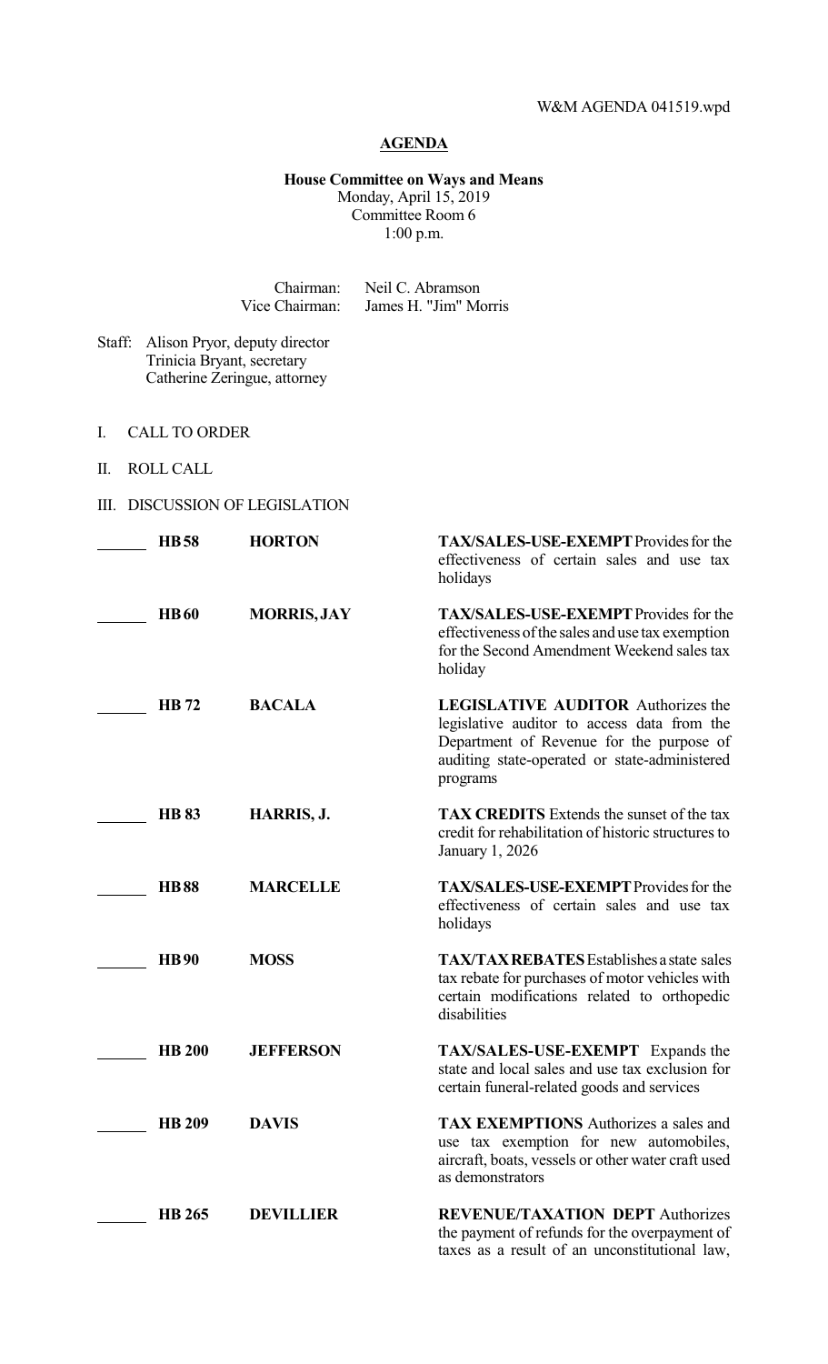W&M AGENDA 041519.wpd

# AGENDA

**House Committee on Ways and Means**
Monday, April 15, 2019
Committee Room 6
1:00 p.m.

Chairman: Neil C. Abramson
Vice Chairman: James H. "Jim" Morris

Staff: Alison Pryor, deputy director
Trinicia Bryant, secretary
Catherine Zeringue, attorney

I. CALL TO ORDER

II. ROLL CALL

III. DISCUSSION OF LEGISLATION

| | Bill | Author | Description |
|---|---|---|---|
| ______ | **HB 58** | **HORTON** | **TAX/SALES-USE-EXEMPT** Provides for the effectiveness of certain sales and use tax holidays |
| ______ | **HB 60** | **MORRIS, JAY** | **TAX/SALES-USE-EXEMPT** Provides for the effectiveness of the sales and use tax exemption for the Second Amendment Weekend sales tax holiday |
| ______ | **HB 72** | **BACALA** | **LEGISLATIVE AUDITOR** Authorizes the legislative auditor to access data from the Department of Revenue for the purpose of auditing state-operated or state-administered programs |
| ______ | **HB 83** | **HARRIS, J.** | **TAX CREDITS** Extends the sunset of the tax credit for rehabilitation of historic structures to January 1, 2026 |
| ______ | **HB 88** | **MARCELLE** | **TAX/SALES-USE-EXEMPT** Provides for the effectiveness of certain sales and use tax holidays |
| ______ | **HB 90** | **MOSS** | **TAX/TAX REBATES** Establishes a state sales tax rebate for purchases of motor vehicles with certain modifications related to orthopedic disabilities |
| ______ | **HB 200** | **JEFFERSON** | **TAX/SALES-USE-EXEMPT** Expands the state and local sales and use tax exclusion for certain funeral-related goods and services |
| ______ | **HB 209** | **DAVIS** | **TAX EXEMPTIONS** Authorizes a sales and use tax exemption for new automobiles, aircraft, boats, vessels or other water craft used as demonstrators |
| ______ | **HB 265** | **DEVILLIER** | **REVENUE/TAXATION DEPT** Authorizes the payment of refunds for the overpayment of taxes as a result of an unconstitutional law, |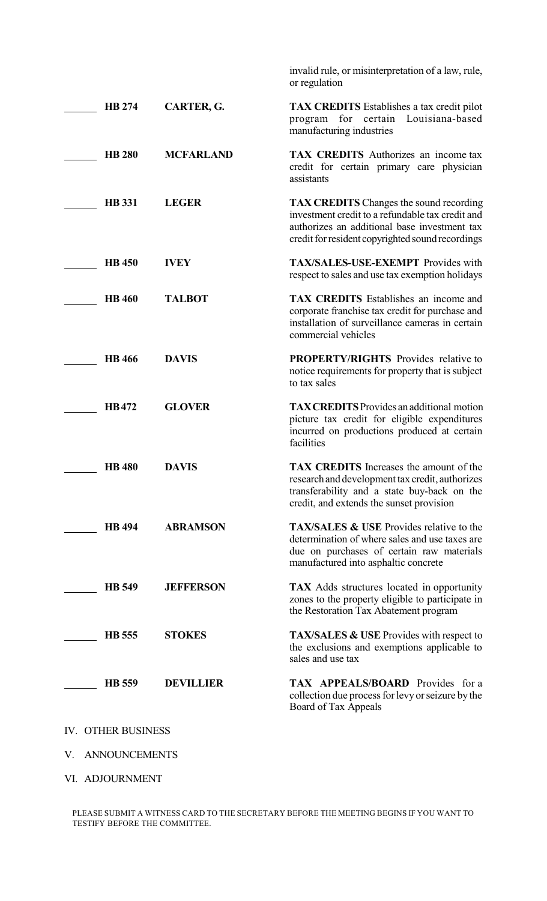| | | | |
|---|---|---|---|
| | | | invalid rule, or misinterpretation of a law, rule, or regulation |
| ______ | **HB 274** | **CARTER, G.** | **TAX CREDITS** Establishes a tax credit pilot program for certain Louisiana-based manufacturing industries |
| ______ | **HB 280** | **MCFARLAND** | **TAX CREDITS** Authorizes an income tax credit for certain primary care physician assistants |
| ______ | **HB 331** | **LEGER** | **TAX CREDITS** Changes the sound recording investment credit to a refundable tax credit and authorizes an additional base investment tax credit for resident copyrighted sound recordings |
| ______ | **HB 450** | **IVEY** | **TAX/SALES-USE-EXEMPT** Provides with respect to sales and use tax exemption holidays |
| ______ | **HB 460** | **TALBOT** | **TAX CREDITS** Establishes an income and corporate franchise tax credit for purchase and installation of surveillance cameras in certain commercial vehicles |
| ______ | **HB 466** | **DAVIS** | **PROPERTY/RIGHTS** Provides relative to notice requirements for property that is subject to tax sales |
| ______ | **HB 472** | **GLOVER** | **TAX CREDITS** Provides an additional motion picture tax credit for eligible expenditures incurred on productions produced at certain facilities |
| ______ | **HB 480** | **DAVIS** | **TAX CREDITS** Increases the amount of the research and development tax credit, authorizes transferability and a state buy-back on the credit, and extends the sunset provision |
| ______ | **HB 494** | **ABRAMSON** | **TAX/SALES & USE** Provides relative to the determination of where sales and use taxes are due on purchases of certain raw materials manufactured into asphaltic concrete |
| ______ | **HB 549** | **JEFFERSON** | **TAX** Adds structures located in opportunity zones to the property eligible to participate in the Restoration Tax Abatement program |
| ______ | **HB 555** | **STOKES** | **TAX/SALES & USE** Provides with respect to the exclusions and exemptions applicable to sales and use tax |
| ______ | **HB 559** | **DEVILLIER** | **TAX APPEALS/BOARD** Provides for a collection due process for levy or seizure by the Board of Tax Appeals |

IV. OTHER BUSINESS

V. ANNOUNCEMENTS

VI. ADJOURNMENT

PLEASE SUBMIT A WITNESS CARD TO THE SECRETARY BEFORE THE MEETING BEGINS IF YOU WANT TO TESTIFY BEFORE THE COMMITTEE.